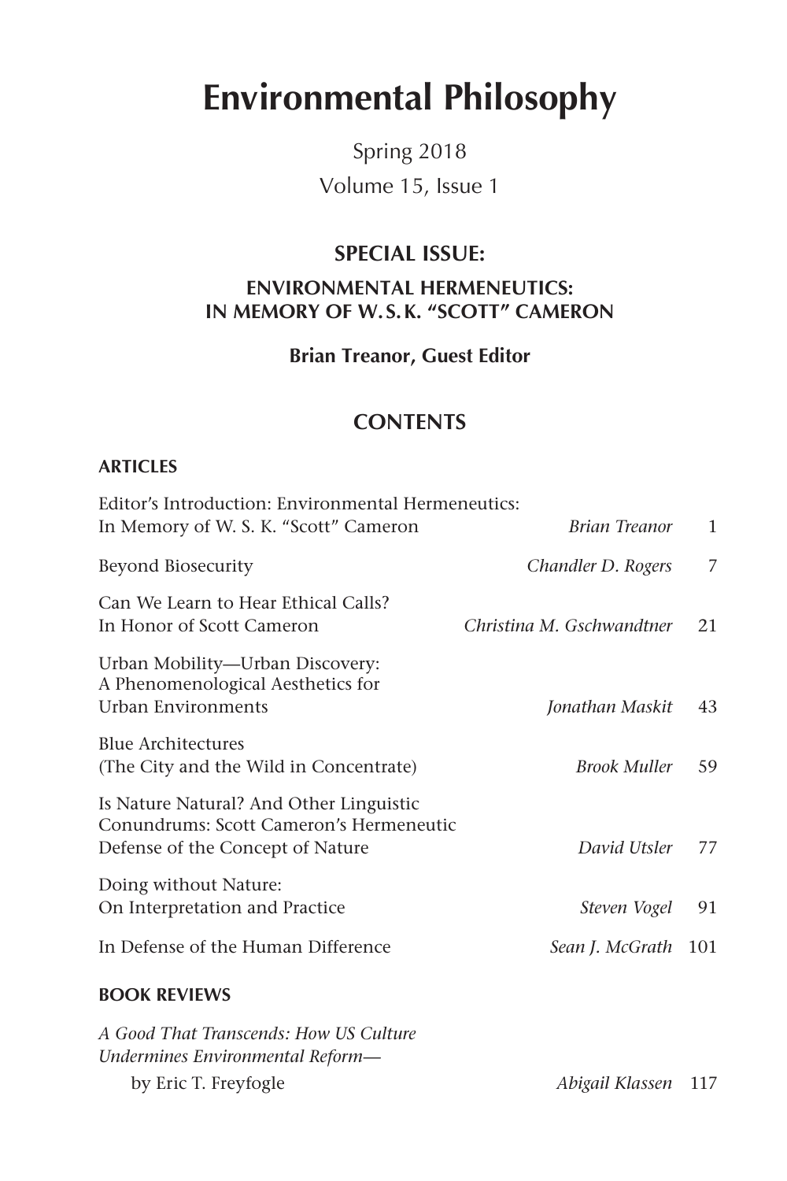# Environmental Philosophy

Spring 2018

Volume 15, Issue 1

## SPECIAL ISSUE:

### ENVIRONMENTAL HERMENEUTICS: IN MEMORY OF W. S. K. "SCOTT" CAMERON

**Brian Treanor, Guest Editor**

## CONTENTS

### ARTICLES

| | | |
|---|---|---|
| Editor's Introduction: Environmental Hermeneutics: In Memory of W. S. K. "Scott" Cameron | *Brian Treanor* | 1 |
| Beyond Biosecurity | *Chandler D. Rogers* | 7 |
| Can We Learn to Hear Ethical Calls? In Honor of Scott Cameron | *Christina M. Gschwandtner* | 21 |
| Urban Mobility—Urban Discovery: A Phenomenological Aesthetics for Urban Environments | *Jonathan Maskit* | 43 |
| Blue Architectures (The City and the Wild in Concentrate) | *Brook Muller* | 59 |
| Is Nature Natural? And Other Linguistic Conundrums: Scott Cameron's Hermeneutic Defense of the Concept of Nature | *David Utsler* | 77 |
| Doing without Nature: On Interpretation and Practice | *Steven Vogel* | 91 |
| In Defense of the Human Difference | *Sean J. McGrath* | 101 |

### BOOK REVIEWS

| | | |
|---|---|---|
| *A Good That Transcends: How US Culture Undermines Environmental Reform*— by Eric T. Freyfogle | *Abigail Klassen* | 117 |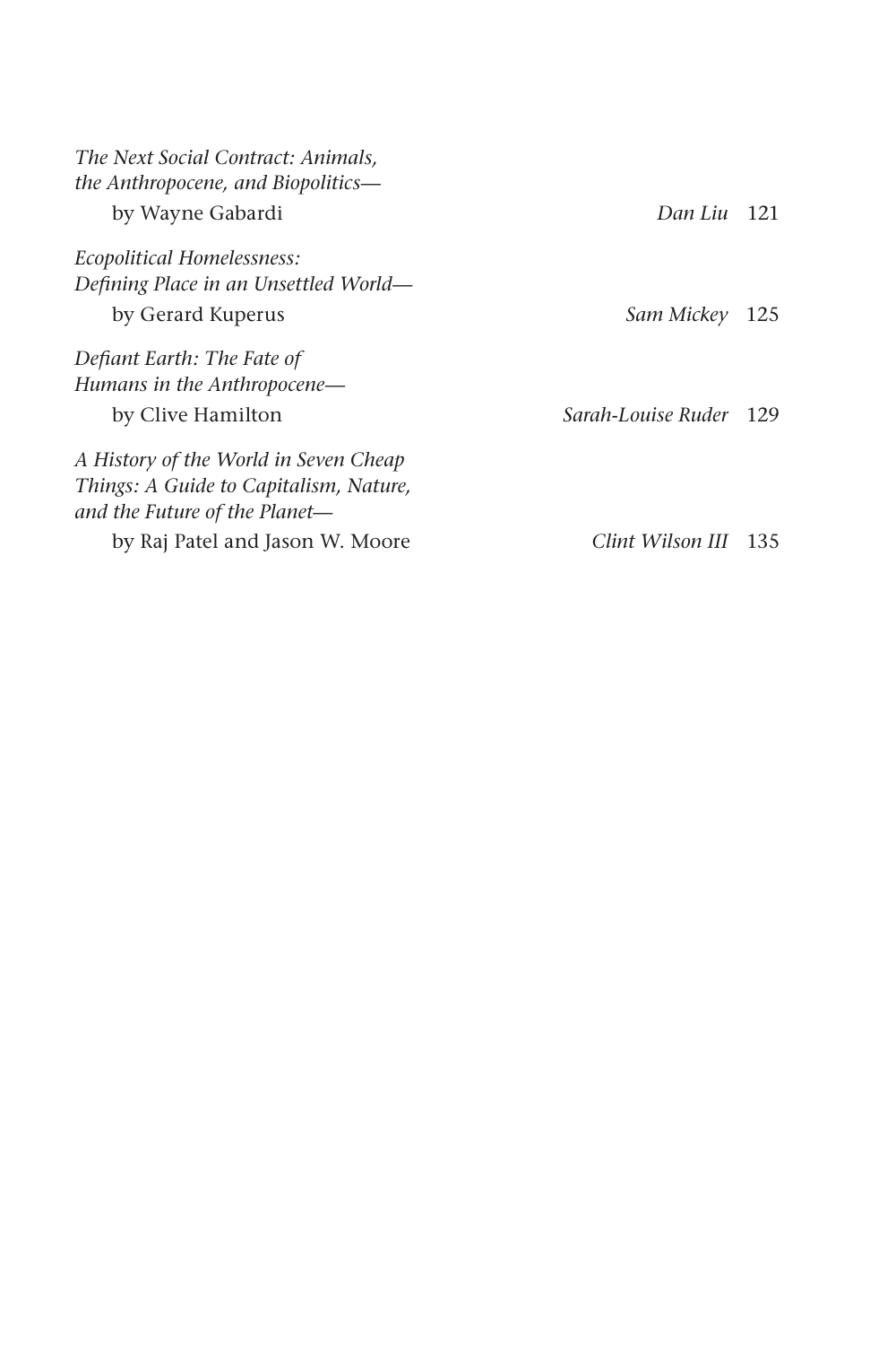*The Next Social Contract: Animals, the Anthropocene, and Biopolitics*—
by Wayne Gabardi — *Dan Liu* 121

*Ecopolitical Homelessness: Defining Place in an Unsettled World*—
by Gerard Kuperus — *Sam Mickey* 125

*Defiant Earth: The Fate of Humans in the Anthropocene*—
by Clive Hamilton — *Sarah-Louise Ruder* 129

*A History of the World in Seven Cheap Things: A Guide to Capitalism, Nature, and the Future of the Planet*—
by Raj Patel and Jason W. Moore — *Clint Wilson III* 135